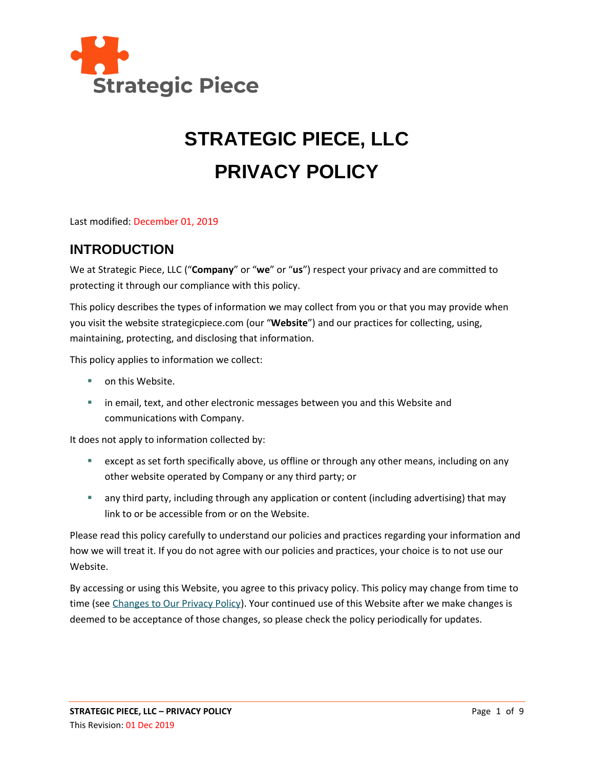Strategic Piece

# STRATEGIC PIECE, LLC

# PRIVACY POLICY

Last modified: December 01, 2019

## INTRODUCTION

We at Strategic Piece, LLC ("**Company**" or "**we**" or "**us**") respect your privacy and are committed to protecting it through our compliance with this policy.

This policy describes the types of information we may collect from you or that you may provide when you visit the website strategicpiece.com (our "**Website**") and our practices for collecting, using, maintaining, protecting, and disclosing that information.

This policy applies to information we collect:

- on this Website.
- in email, text, and other electronic messages between you and this Website and communications with Company.

It does not apply to information collected by:

- except as set forth specifically above, us offline or through any other means, including on any other website operated by Company or any third party; or
- any third party, including through any application or content (including advertising) that may link to or be accessible from or on the Website.

Please read this policy carefully to understand our policies and practices regarding your information and how we will treat it. If you do not agree with our policies and practices, your choice is to not use our Website.

By accessing or using this Website, you agree to this privacy policy. This policy may change from time to time (see Changes to Our Privacy Policy). Your continued use of this Website after we make changes is deemed to be acceptance of those changes, so please check the policy periodically for updates.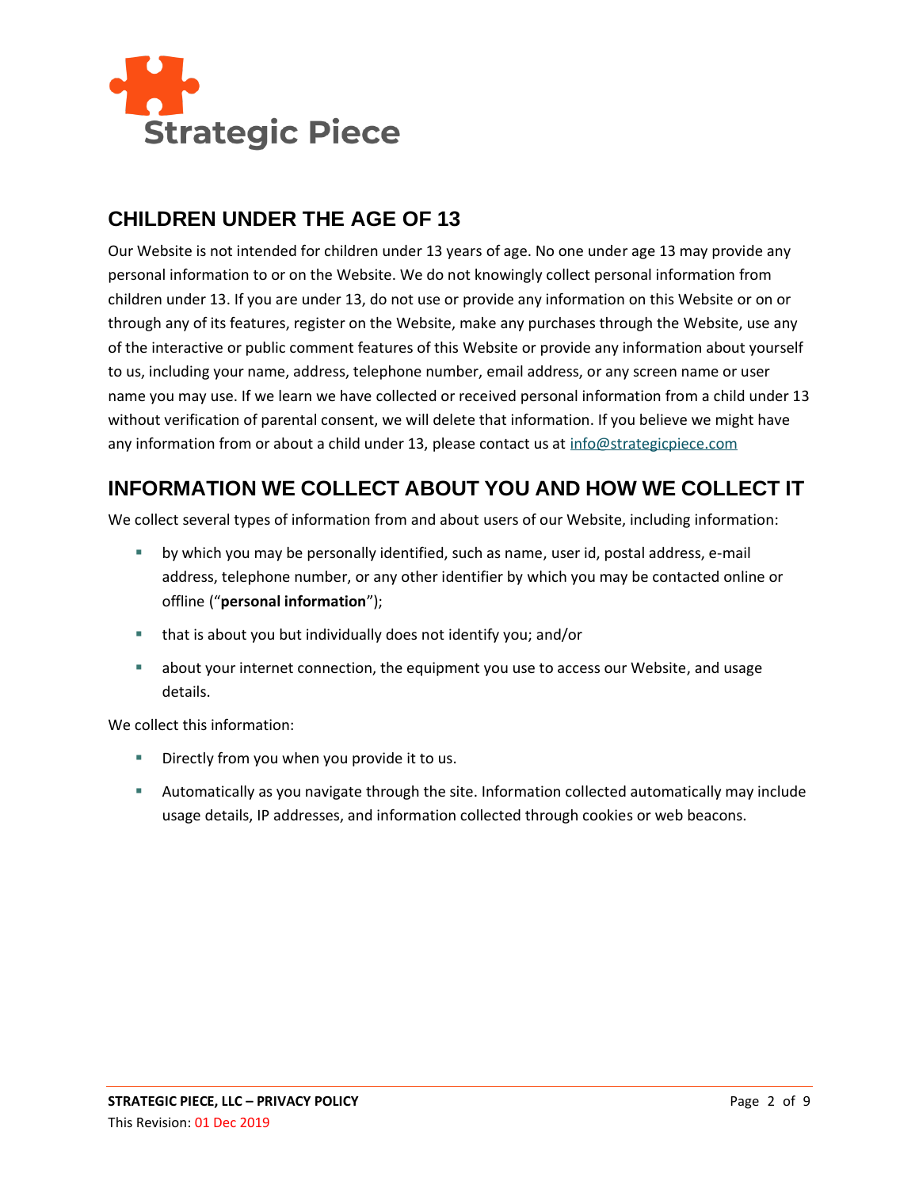## CHILDREN UNDER THE AGE OF 13

Our Website is not intended for children under 13 years of age. No one under age 13 may provide any personal information to or on the Website. We do not knowingly collect personal information from children under 13. If you are under 13, do not use or provide any information on this Website or on or through any of its features, register on the Website, make any purchases through the Website, use any of the interactive or public comment features of this Website or provide any information about yourself to us, including your name, address, telephone number, email address, or any screen name or user name you may use. If we learn we have collected or received personal information from a child under 13 without verification of parental consent, we will delete that information. If you believe we might have any information from or about a child under 13, please contact us at info@strategicpiece.com

## INFORMATION WE COLLECT ABOUT YOU AND HOW WE COLLECT IT

We collect several types of information from and about users of our Website, including information:

- by which you may be personally identified, such as name, user id, postal address, e-mail address, telephone number, or any other identifier by which you may be contacted online or offline ("**personal information**");
- that is about you but individually does not identify you; and/or
- about your internet connection, the equipment you use to access our Website, and usage details.

We collect this information:

- Directly from you when you provide it to us.
- Automatically as you navigate through the site. Information collected automatically may include usage details, IP addresses, and information collected through cookies or web beacons.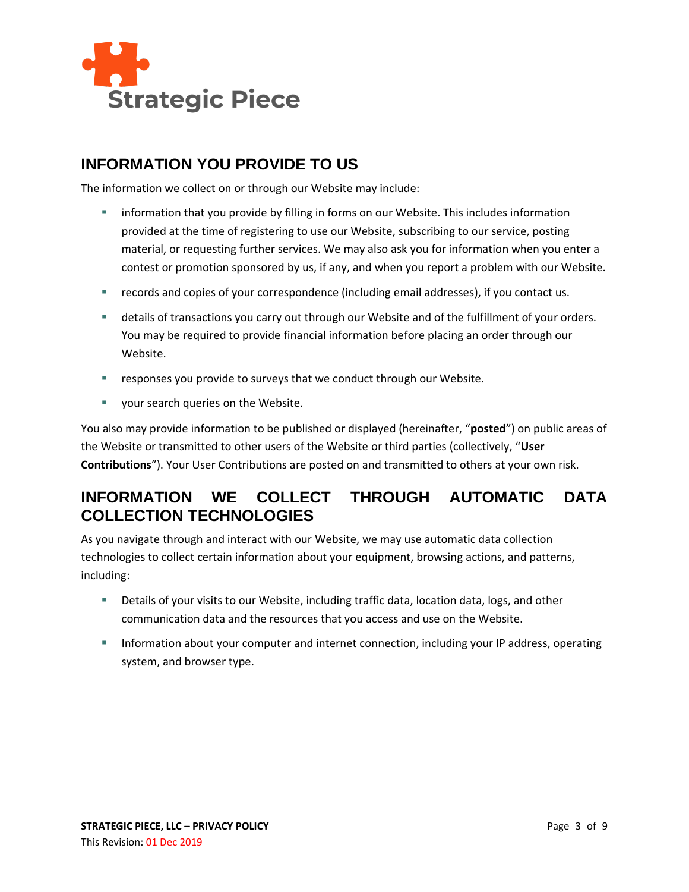## INFORMATION YOU PROVIDE TO US

The information we collect on or through our Website may include:

- information that you provide by filling in forms on our Website. This includes information provided at the time of registering to use our Website, subscribing to our service, posting material, or requesting further services. We may also ask you for information when you enter a contest or promotion sponsored by us, if any, and when you report a problem with our Website.
- records and copies of your correspondence (including email addresses), if you contact us.
- details of transactions you carry out through our Website and of the fulfillment of your orders. You may be required to provide financial information before placing an order through our Website.
- responses you provide to surveys that we conduct through our Website.
- your search queries on the Website.

You also may provide information to be published or displayed (hereinafter, "**posted**") on public areas of the Website or transmitted to other users of the Website or third parties (collectively, "**User Contributions**"). Your User Contributions are posted on and transmitted to others at your own risk.

## INFORMATION WE COLLECT THROUGH AUTOMATIC DATA COLLECTION TECHNOLOGIES

As you navigate through and interact with our Website, we may use automatic data collection technologies to collect certain information about your equipment, browsing actions, and patterns, including:

- Details of your visits to our Website, including traffic data, location data, logs, and other communication data and the resources that you access and use on the Website.
- Information about your computer and internet connection, including your IP address, operating system, and browser type.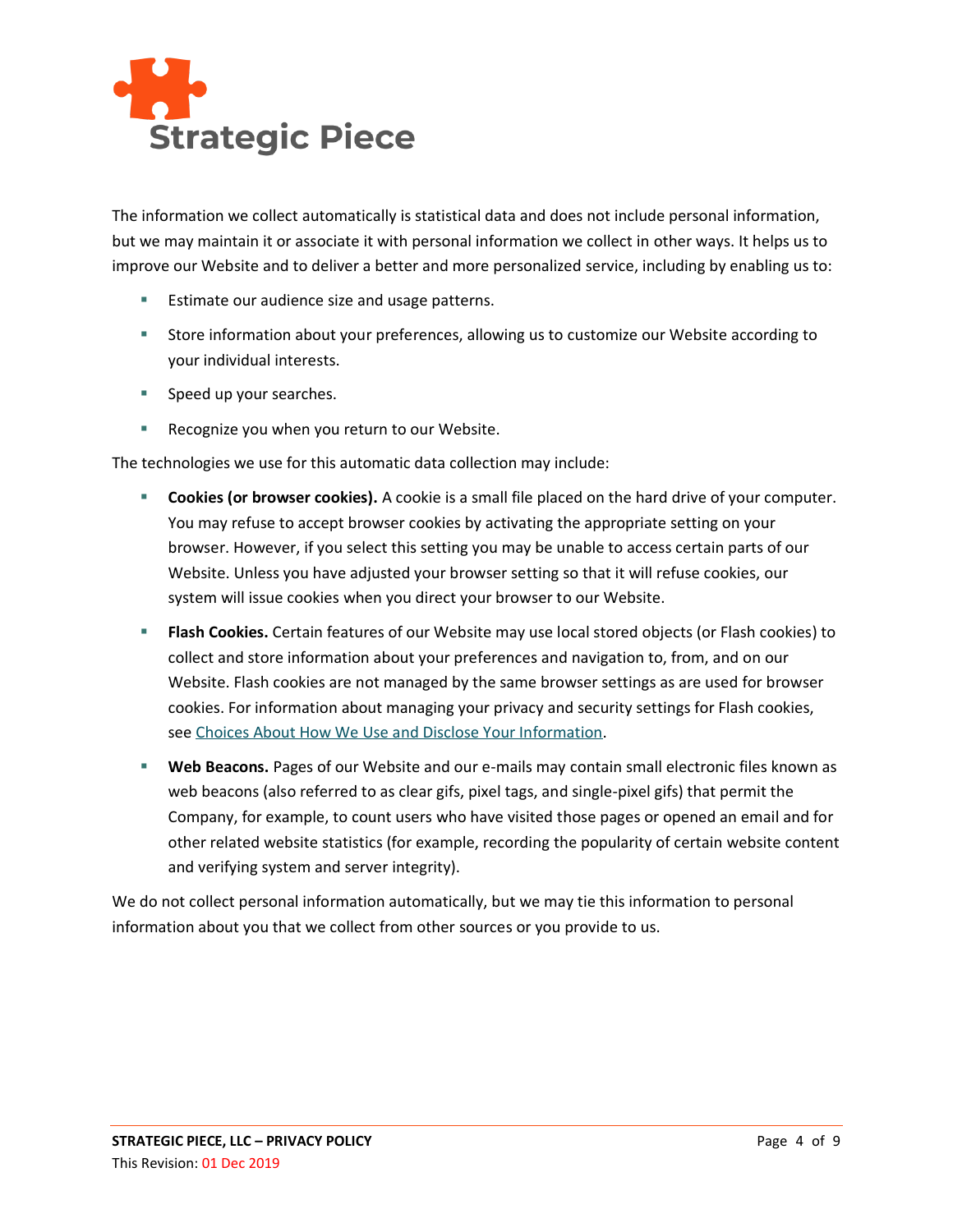The information we collect automatically is statistical data and does not include personal information, but we may maintain it or associate it with personal information we collect in other ways. It helps us to improve our Website and to deliver a better and more personalized service, including by enabling us to:

- Estimate our audience size and usage patterns.
- Store information about your preferences, allowing us to customize our Website according to your individual interests.
- Speed up your searches.
- Recognize you when you return to our Website.

The technologies we use for this automatic data collection may include:

- **Cookies (or browser cookies).** A cookie is a small file placed on the hard drive of your computer. You may refuse to accept browser cookies by activating the appropriate setting on your browser. However, if you select this setting you may be unable to access certain parts of our Website. Unless you have adjusted your browser setting so that it will refuse cookies, our system will issue cookies when you direct your browser to our Website.
- **Flash Cookies.** Certain features of our Website may use local stored objects (or Flash cookies) to collect and store information about your preferences and navigation to, from, and on our Website. Flash cookies are not managed by the same browser settings as are used for browser cookies. For information about managing your privacy and security settings for Flash cookies, see Choices About How We Use and Disclose Your Information.
- **Web Beacons.** Pages of our Website and our e-mails may contain small electronic files known as web beacons (also referred to as clear gifs, pixel tags, and single-pixel gifs) that permit the Company, for example, to count users who have visited those pages or opened an email and for other related website statistics (for example, recording the popularity of certain website content and verifying system and server integrity).

We do not collect personal information automatically, but we may tie this information to personal information about you that we collect from other sources or you provide to us.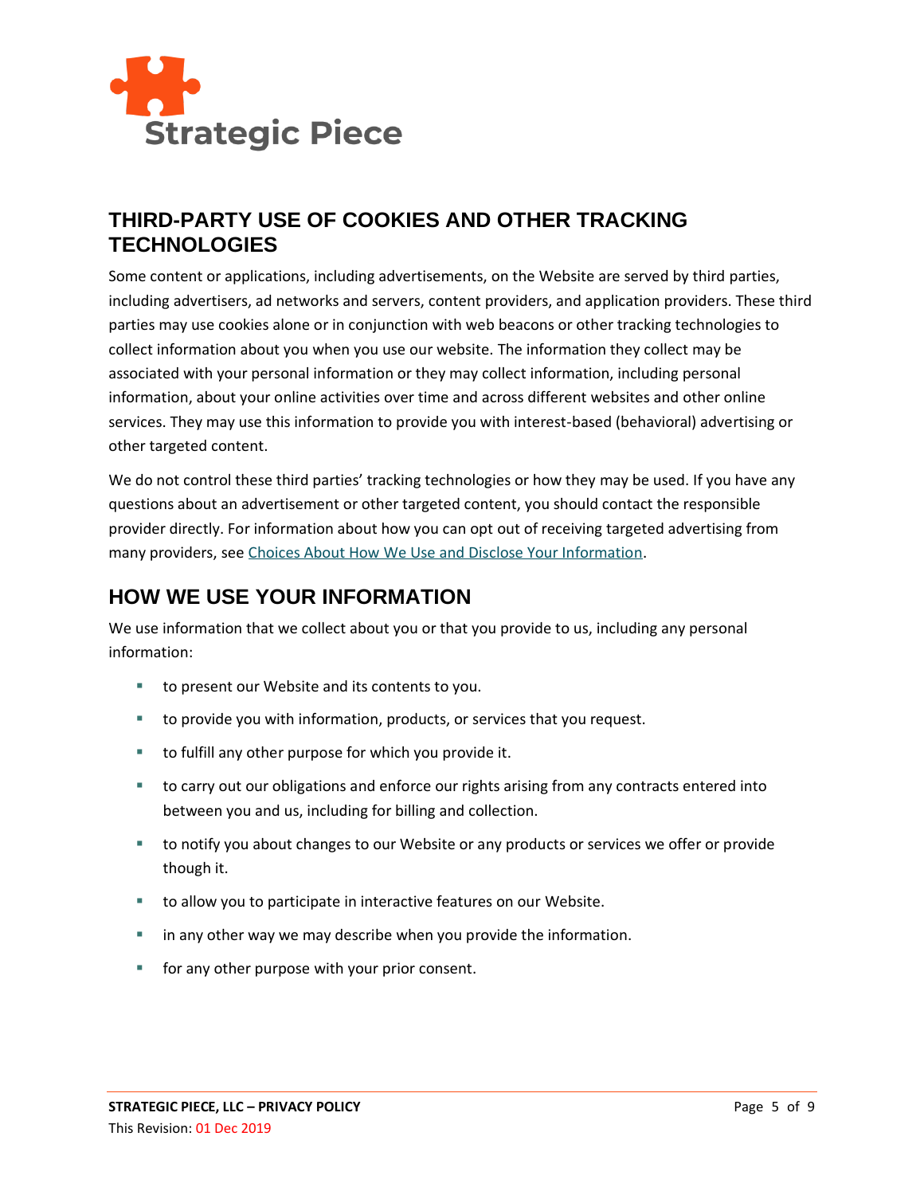## THIRD-PARTY USE OF COOKIES AND OTHER TRACKING TECHNOLOGIES

Some content or applications, including advertisements, on the Website are served by third parties, including advertisers, ad networks and servers, content providers, and application providers. These third parties may use cookies alone or in conjunction with web beacons or other tracking technologies to collect information about you when you use our website. The information they collect may be associated with your personal information or they may collect information, including personal information, about your online activities over time and across different websites and other online services. They may use this information to provide you with interest-based (behavioral) advertising or other targeted content.

We do not control these third parties' tracking technologies or how they may be used. If you have any questions about an advertisement or other targeted content, you should contact the responsible provider directly. For information about how you can opt out of receiving targeted advertising from many providers, see Choices About How We Use and Disclose Your Information.

## HOW WE USE YOUR INFORMATION

We use information that we collect about you or that you provide to us, including any personal information:

- to present our Website and its contents to you.
- to provide you with information, products, or services that you request.
- to fulfill any other purpose for which you provide it.
- to carry out our obligations and enforce our rights arising from any contracts entered into between you and us, including for billing and collection.
- to notify you about changes to our Website or any products or services we offer or provide though it.
- to allow you to participate in interactive features on our Website.
- in any other way we may describe when you provide the information.
- for any other purpose with your prior consent.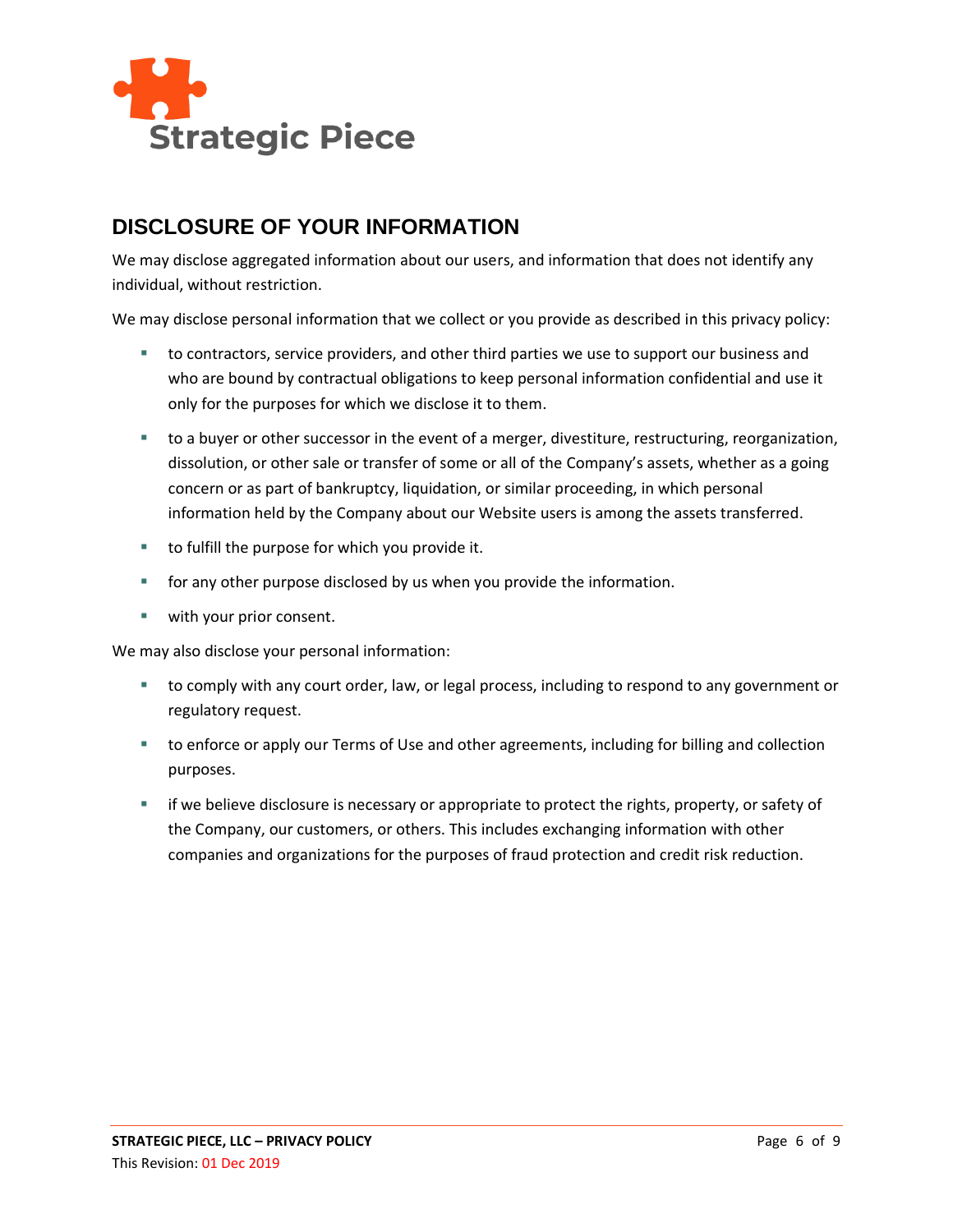## DISCLOSURE OF YOUR INFORMATION

We may disclose aggregated information about our users, and information that does not identify any individual, without restriction.

We may disclose personal information that we collect or you provide as described in this privacy policy:

- to contractors, service providers, and other third parties we use to support our business and who are bound by contractual obligations to keep personal information confidential and use it only for the purposes for which we disclose it to them.
- to a buyer or other successor in the event of a merger, divestiture, restructuring, reorganization, dissolution, or other sale or transfer of some or all of the Company's assets, whether as a going concern or as part of bankruptcy, liquidation, or similar proceeding, in which personal information held by the Company about our Website users is among the assets transferred.
- to fulfill the purpose for which you provide it.
- for any other purpose disclosed by us when you provide the information.
- with your prior consent.

We may also disclose your personal information:

- to comply with any court order, law, or legal process, including to respond to any government or regulatory request.
- to enforce or apply our Terms of Use and other agreements, including for billing and collection purposes.
- if we believe disclosure is necessary or appropriate to protect the rights, property, or safety of the Company, our customers, or others. This includes exchanging information with other companies and organizations for the purposes of fraud protection and credit risk reduction.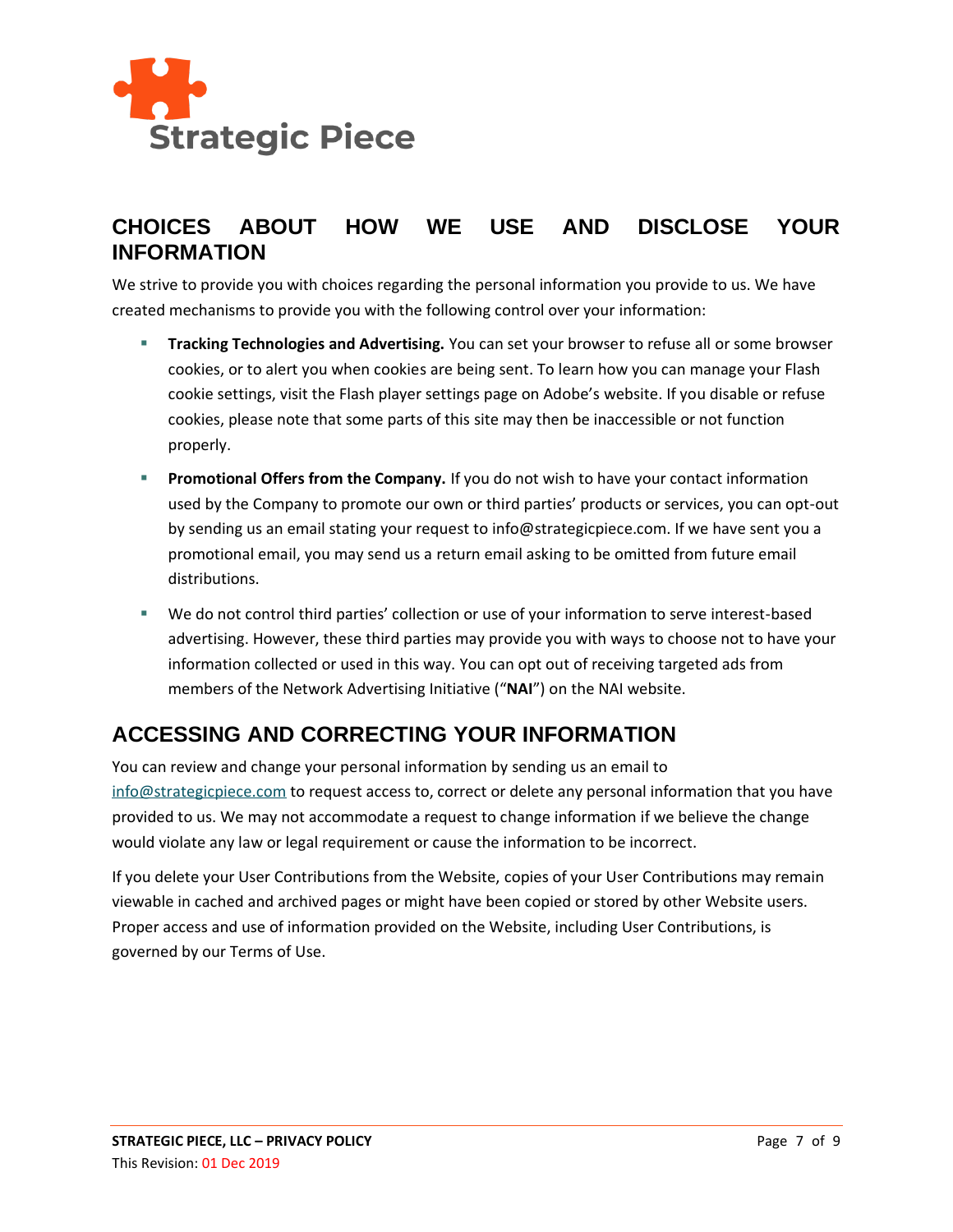## CHOICES ABOUT HOW WE USE AND DISCLOSE YOUR INFORMATION

We strive to provide you with choices regarding the personal information you provide to us. We have created mechanisms to provide you with the following control over your information:

- **Tracking Technologies and Advertising.** You can set your browser to refuse all or some browser cookies, or to alert you when cookies are being sent. To learn how you can manage your Flash cookie settings, visit the Flash player settings page on Adobe's website. If you disable or refuse cookies, please note that some parts of this site may then be inaccessible or not function properly.
- **Promotional Offers from the Company.** If you do not wish to have your contact information used by the Company to promote our own or third parties' products or services, you can opt-out by sending us an email stating your request to info@strategicpiece.com. If we have sent you a promotional email, you may send us a return email asking to be omitted from future email distributions.
- We do not control third parties' collection or use of your information to serve interest-based advertising. However, these third parties may provide you with ways to choose not to have your information collected or used in this way. You can opt out of receiving targeted ads from members of the Network Advertising Initiative ("**NAI**") on the NAI website.

## ACCESSING AND CORRECTING YOUR INFORMATION

You can review and change your personal information by sending us an email to info@strategicpiece.com to request access to, correct or delete any personal information that you have provided to us. We may not accommodate a request to change information if we believe the change would violate any law or legal requirement or cause the information to be incorrect.

If you delete your User Contributions from the Website, copies of your User Contributions may remain viewable in cached and archived pages or might have been copied or stored by other Website users. Proper access and use of information provided on the Website, including User Contributions, is governed by our Terms of Use.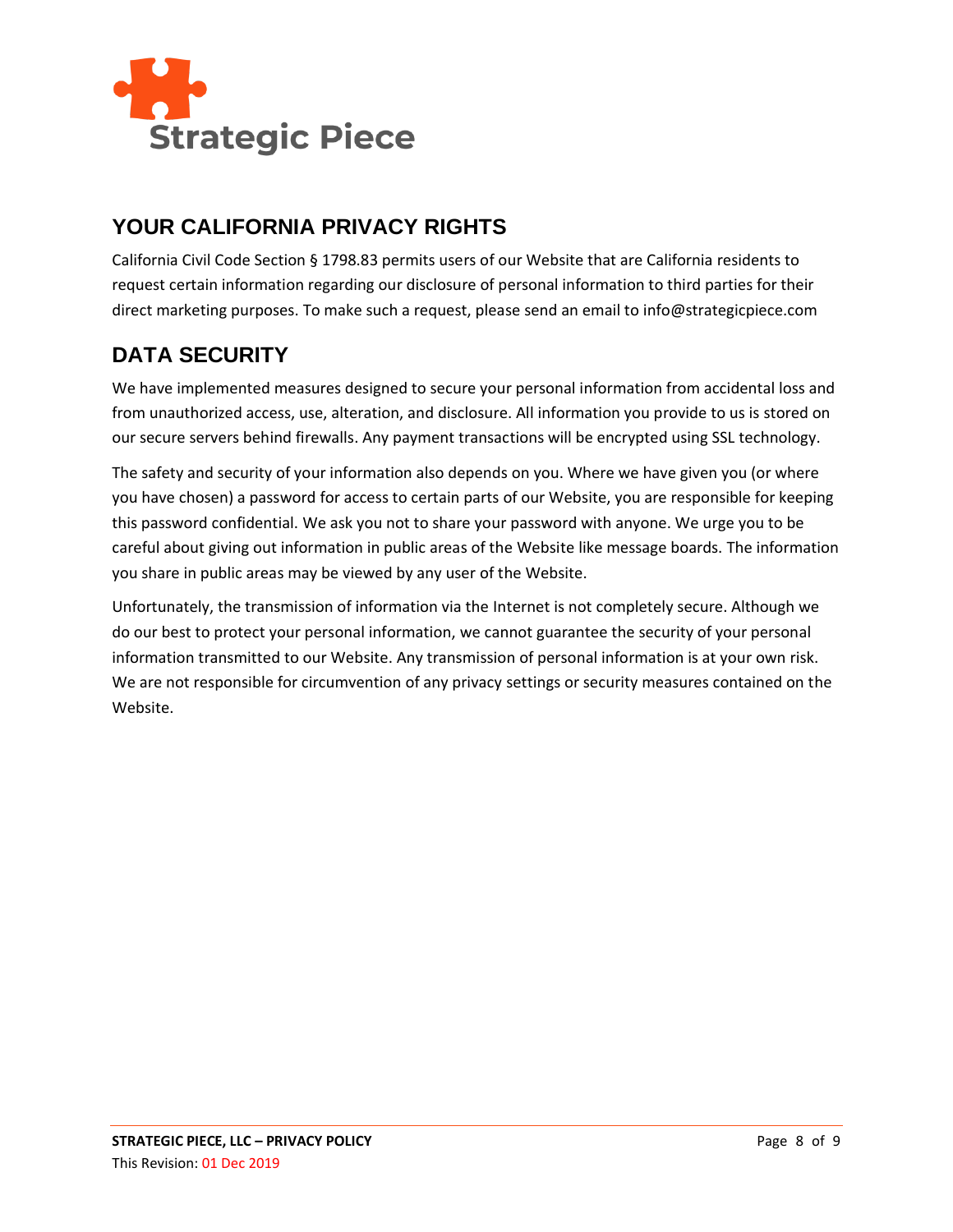## YOUR CALIFORNIA PRIVACY RIGHTS

California Civil Code Section § 1798.83 permits users of our Website that are California residents to request certain information regarding our disclosure of personal information to third parties for their direct marketing purposes. To make such a request, please send an email to info@strategicpiece.com

## DATA SECURITY

We have implemented measures designed to secure your personal information from accidental loss and from unauthorized access, use, alteration, and disclosure. All information you provide to us is stored on our secure servers behind firewalls. Any payment transactions will be encrypted using SSL technology.

The safety and security of your information also depends on you. Where we have given you (or where you have chosen) a password for access to certain parts of our Website, you are responsible for keeping this password confidential. We ask you not to share your password with anyone. We urge you to be careful about giving out information in public areas of the Website like message boards. The information you share in public areas may be viewed by any user of the Website.

Unfortunately, the transmission of information via the Internet is not completely secure. Although we do our best to protect your personal information, we cannot guarantee the security of your personal information transmitted to our Website. Any transmission of personal information is at your own risk. We are not responsible for circumvention of any privacy settings or security measures contained on the Website.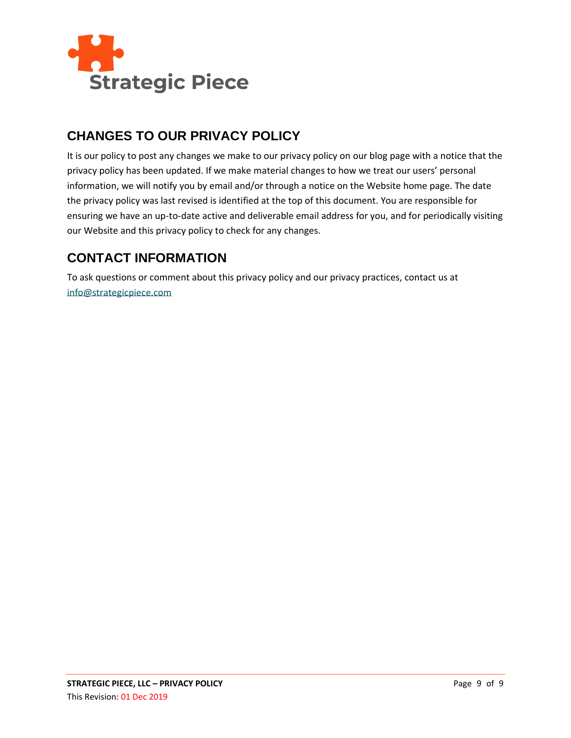## CHANGES TO OUR PRIVACY POLICY

It is our policy to post any changes we make to our privacy policy on our blog page with a notice that the privacy policy has been updated. If we make material changes to how we treat our users' personal information, we will notify you by email and/or through a notice on the Website home page. The date the privacy policy was last revised is identified at the top of this document. You are responsible for ensuring we have an up-to-date active and deliverable email address for you, and for periodically visiting our Website and this privacy policy to check for any changes.

## CONTACT INFORMATION

To ask questions or comment about this privacy policy and our privacy practices, contact us at info@strategicpiece.com